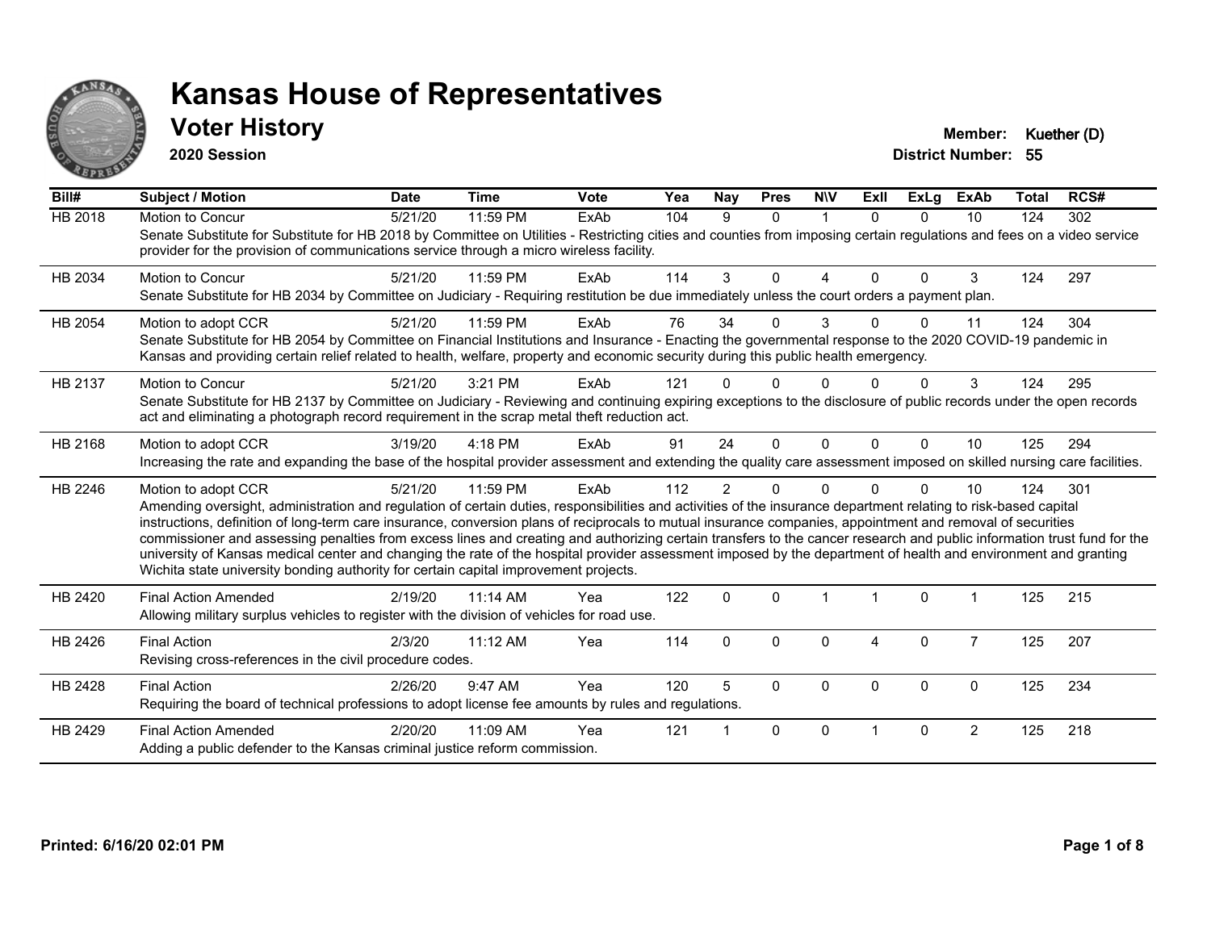# Kansas House of Representatives

## Voter History

**2020 Session**

**Member:** Kuether (D)
**District Number:** 55

| Bill# | Subject / Motion | Date | Time | Vote | Yea | Nay | Pres | N\V | ExII | ExLg | ExAb | Total | RCS# |
|---|---|---|---|---|---|---|---|---|---|---|---|---|---|
| HB 2018 | Motion to Concur | 5/21/20 | 11:59 PM | ExAb | 104 | 9 | 0 | 1 | 0 | 0 | 10 | 124 | 302 |
| | Senate Substitute for Substitute for HB 2018 by Committee on Utilities - Restricting cities and counties from imposing certain regulations and fees on a video service provider for the provision of communications service through a micro wireless facility. | | | | | | | | | | | | |
| HB 2034 | Motion to Concur | 5/21/20 | 11:59 PM | ExAb | 114 | 3 | 0 | 4 | 0 | 0 | 3 | 124 | 297 |
| | Senate Substitute for HB 2034 by Committee on Judiciary - Requiring restitution be due immediately unless the court orders a payment plan. | | | | | | | | | | | | |
| HB 2054 | Motion to adopt CCR | 5/21/20 | 11:59 PM | ExAb | 76 | 34 | 0 | 3 | 0 | 0 | 11 | 124 | 304 |
| | Senate Substitute for HB 2054 by Committee on Financial Institutions and Insurance - Enacting the governmental response to the 2020 COVID-19 pandemic in Kansas and providing certain relief related to health, welfare, property and economic security during this public health emergency. | | | | | | | | | | | | |
| HB 2137 | Motion to Concur | 5/21/20 | 3:21 PM | ExAb | 121 | 0 | 0 | 0 | 0 | 0 | 3 | 124 | 295 |
| | Senate Substitute for HB 2137 by Committee on Judiciary - Reviewing and continuing expiring exceptions to the disclosure of public records under the open records act and eliminating a photograph record requirement in the scrap metal theft reduction act. | | | | | | | | | | | | |
| HB 2168 | Motion to adopt CCR | 3/19/20 | 4:18 PM | ExAb | 91 | 24 | 0 | 0 | 0 | 0 | 10 | 125 | 294 |
| | Increasing the rate and expanding the base of the hospital provider assessment and extending the quality care assessment imposed on skilled nursing care facilities. | | | | | | | | | | | | |
| HB 2246 | Motion to adopt CCR | 5/21/20 | 11:59 PM | ExAb | 112 | 2 | 0 | 0 | 0 | 0 | 10 | 124 | 301 |
| | Amending oversight, administration and regulation of certain duties, responsibilities and activities of the insurance department relating to risk-based capital instructions, definition of long-term care insurance, conversion plans of reciprocals to mutual insurance companies, appointment and removal of securities commissioner and assessing penalties from excess lines and creating and authorizing certain transfers to the cancer research and public information trust fund for the university of Kansas medical center and changing the rate of the hospital provider assessment imposed by the department of health and environment and granting Wichita state university bonding authority for certain capital improvement projects. | | | | | | | | | | | | |
| HB 2420 | Final Action Amended | 2/19/20 | 11:14 AM | Yea | 122 | 0 | 0 | 1 | 1 | 0 | 1 | 125 | 215 |
| | Allowing military surplus vehicles to register with the division of vehicles for road use. | | | | | | | | | | | | |
| HB 2426 | Final Action | 2/3/20 | 11:12 AM | Yea | 114 | 0 | 0 | 0 | 4 | 0 | 7 | 125 | 207 |
| | Revising cross-references in the civil procedure codes. | | | | | | | | | | | | |
| HB 2428 | Final Action | 2/26/20 | 9:47 AM | Yea | 120 | 5 | 0 | 0 | 0 | 0 | 0 | 125 | 234 |
| | Requiring the board of technical professions to adopt license fee amounts by rules and regulations. | | | | | | | | | | | | |
| HB 2429 | Final Action Amended | 2/20/20 | 11:09 AM | Yea | 121 | 1 | 0 | 0 | 1 | 0 | 2 | 125 | 218 |
| | Adding a public defender to the Kansas criminal justice reform commission. | | | | | | | | | | | | |

**Printed: 6/16/20 02:01 PM**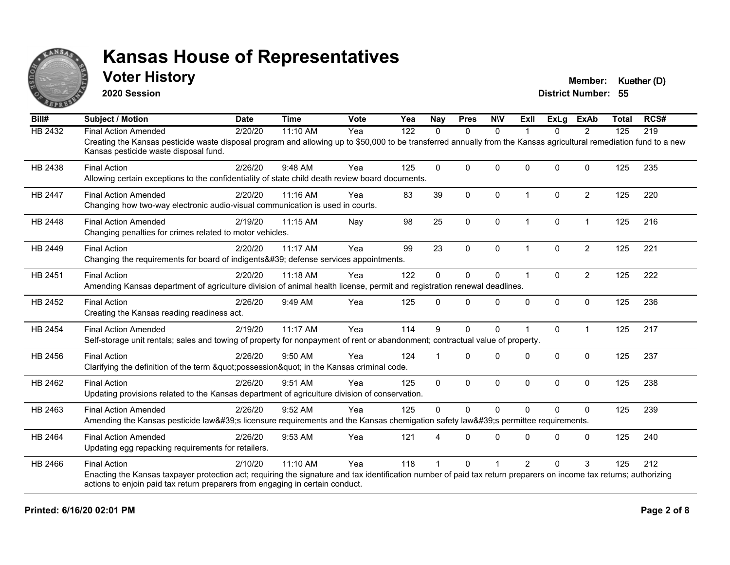# Kansas House of Representatives

## Voter History

**2020 Session**

**Member:** Kuether (D)
**District Number:** 55

| Bill# | Subject / Motion | Date | Time | Vote | Yea | Nay | Pres | N\V | ExII | ExLg | ExAb | Total | RCS# |
|---|---|---|---|---|---|---|---|---|---|---|---|---|---|
| HB 2432 | Final Action Amended | 2/20/20 | 11:10 AM | Yea | 122 | 0 | 0 | 0 | 1 | 0 | 2 | 125 | 219 |
| | Creating the Kansas pesticide waste disposal program and allowing up to $50,000 to be transferred annually from the Kansas agricultural remediation fund to a new Kansas pesticide waste disposal fund. | | | | | | | | | | | | |
| HB 2438 | Final Action | 2/26/20 | 9:48 AM | Yea | 125 | 0 | 0 | 0 | 0 | 0 | 0 | 125 | 235 |
| | Allowing certain exceptions to the confidentiality of state child death review board documents. | | | | | | | | | | | | |
| HB 2447 | Final Action Amended | 2/20/20 | 11:16 AM | Yea | 83 | 39 | 0 | 0 | 1 | 0 | 2 | 125 | 220 |
| | Changing how two-way electronic audio-visual communication is used in courts. | | | | | | | | | | | | |
| HB 2448 | Final Action Amended | 2/19/20 | 11:15 AM | Nay | 98 | 25 | 0 | 0 | 1 | 0 | 1 | 125 | 216 |
| | Changing penalties for crimes related to motor vehicles. | | | | | | | | | | | | |
| HB 2449 | Final Action | 2/20/20 | 11:17 AM | Yea | 99 | 23 | 0 | 0 | 1 | 0 | 2 | 125 | 221 |
| | Changing the requirements for board of indigents&#39; defense services appointments. | | | | | | | | | | | | |
| HB 2451 | Final Action | 2/20/20 | 11:18 AM | Yea | 122 | 0 | 0 | 0 | 1 | 0 | 2 | 125 | 222 |
| | Amending Kansas department of agriculture division of animal health license, permit and registration renewal deadlines. | | | | | | | | | | | | |
| HB 2452 | Final Action | 2/26/20 | 9:49 AM | Yea | 125 | 0 | 0 | 0 | 0 | 0 | 0 | 125 | 236 |
| | Creating the Kansas reading readiness act. | | | | | | | | | | | | |
| HB 2454 | Final Action Amended | 2/19/20 | 11:17 AM | Yea | 114 | 9 | 0 | 0 | 1 | 0 | 1 | 125 | 217 |
| | Self-storage unit rentals; sales and towing of property for nonpayment of rent or abandonment; contractual value of property. | | | | | | | | | | | | |
| HB 2456 | Final Action | 2/26/20 | 9:50 AM | Yea | 124 | 1 | 0 | 0 | 0 | 0 | 0 | 125 | 237 |
| | Clarifying the definition of the term &quot;possession&quot; in the Kansas criminal code. | | | | | | | | | | | | |
| HB 2462 | Final Action | 2/26/20 | 9:51 AM | Yea | 125 | 0 | 0 | 0 | 0 | 0 | 0 | 125 | 238 |
| | Updating provisions related to the Kansas department of agriculture division of conservation. | | | | | | | | | | | | |
| HB 2463 | Final Action Amended | 2/26/20 | 9:52 AM | Yea | 125 | 0 | 0 | 0 | 0 | 0 | 0 | 125 | 239 |
| | Amending the Kansas pesticide law&#39;s licensure requirements and the Kansas chemigation safety law&#39;s permittee requirements. | | | | | | | | | | | | |
| HB 2464 | Final Action Amended | 2/26/20 | 9:53 AM | Yea | 121 | 4 | 0 | 0 | 0 | 0 | 0 | 125 | 240 |
| | Updating egg repacking requirements for retailers. | | | | | | | | | | | | |
| HB 2466 | Final Action | 2/10/20 | 11:10 AM | Yea | 118 | 1 | 0 | 1 | 2 | 0 | 3 | 125 | 212 |
| | Enacting the Kansas taxpayer protection act; requiring the signature and tax identification number of paid tax return preparers on income tax returns; authorizing actions to enjoin paid tax return preparers from engaging in certain conduct. | | | | | | | | | | | | |

**Printed: 6/16/20 02:01 PM**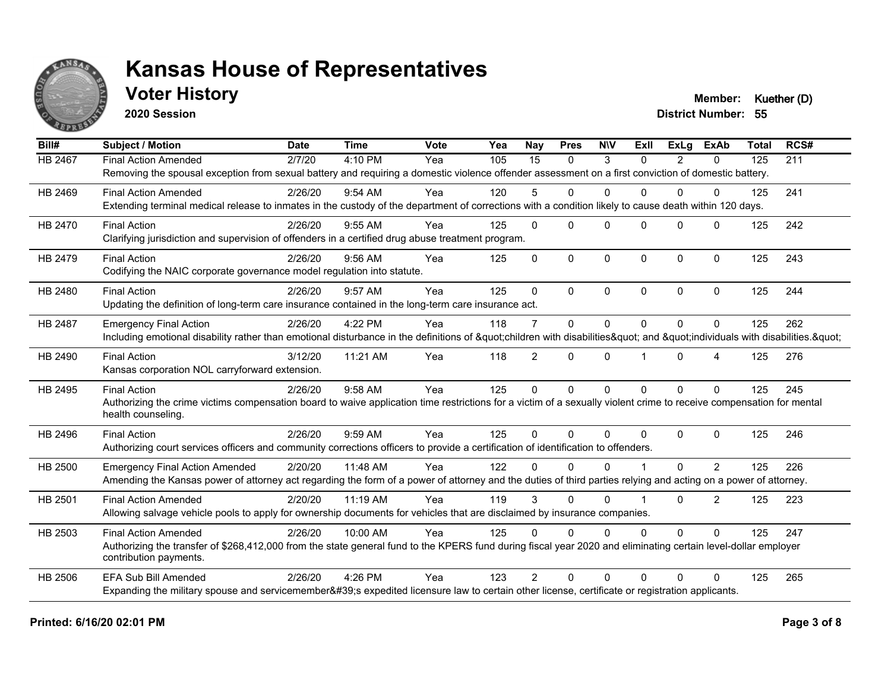# Kansas House of Representatives

## Voter History

**2020 Session**

**Member:** Kuether (D)
**District Number:** 55

| Bill# | Subject / Motion | Date | Time | Vote | Yea | Nay | Pres | N\V | ExII | ExLg | ExAb | Total | RCS# |
|---|---|---|---|---|---|---|---|---|---|---|---|---|---|
| HB 2467 | Final Action Amended | 2/7/20 | 4:10 PM | Yea | 105 | 15 | 0 | 3 | 0 | 2 | 0 | 125 | 211 |
| | Removing the spousal exception from sexual battery and requiring a domestic violence offender assessment on a first conviction of domestic battery. | | | | | | | | | | | | |
| HB 2469 | Final Action Amended | 2/26/20 | 9:54 AM | Yea | 120 | 5 | 0 | 0 | 0 | 0 | 0 | 125 | 241 |
| | Extending terminal medical release to inmates in the custody of the department of corrections with a condition likely to cause death within 120 days. | | | | | | | | | | | | |
| HB 2470 | Final Action | 2/26/20 | 9:55 AM | Yea | 125 | 0 | 0 | 0 | 0 | 0 | 0 | 125 | 242 |
| | Clarifying jurisdiction and supervision of offenders in a certified drug abuse treatment program. | | | | | | | | | | | | |
| HB 2479 | Final Action | 2/26/20 | 9:56 AM | Yea | 125 | 0 | 0 | 0 | 0 | 0 | 0 | 125 | 243 |
| | Codifying the NAIC corporate governance model regulation into statute. | | | | | | | | | | | | |
| HB 2480 | Final Action | 2/26/20 | 9:57 AM | Yea | 125 | 0 | 0 | 0 | 0 | 0 | 0 | 125 | 244 |
| | Updating the definition of long-term care insurance contained in the long-term care insurance act. | | | | | | | | | | | | |
| HB 2487 | Emergency Final Action | 2/26/20 | 4:22 PM | Yea | 118 | 7 | 0 | 0 | 0 | 0 | 0 | 125 | 262 |
| | Including emotional disability rather than emotional disturbance in the definitions of &quot;children with disabilities&quot; and &quot;individuals with disabilities.&quot; | | | | | | | | | | | | |
| HB 2490 | Final Action | 3/12/20 | 11:21 AM | Yea | 118 | 2 | 0 | 0 | 1 | 0 | 4 | 125 | 276 |
| | Kansas corporation NOL carryforward extension. | | | | | | | | | | | | |
| HB 2495 | Final Action | 2/26/20 | 9:58 AM | Yea | 125 | 0 | 0 | 0 | 0 | 0 | 0 | 125 | 245 |
| | Authorizing the crime victims compensation board to waive application time restrictions for a victim of a sexually violent crime to receive compensation for mental health counseling. | | | | | | | | | | | | |
| HB 2496 | Final Action | 2/26/20 | 9:59 AM | Yea | 125 | 0 | 0 | 0 | 0 | 0 | 0 | 125 | 246 |
| | Authorizing court services officers and community corrections officers to provide a certification of identification to offenders. | | | | | | | | | | | | |
| HB 2500 | Emergency Final Action Amended | 2/20/20 | 11:48 AM | Yea | 122 | 0 | 0 | 0 | 1 | 0 | 2 | 125 | 226 |
| | Amending the Kansas power of attorney act regarding the form of a power of attorney and the duties of third parties relying and acting on a power of attorney. | | | | | | | | | | | | |
| HB 2501 | Final Action Amended | 2/20/20 | 11:19 AM | Yea | 119 | 3 | 0 | 0 | 1 | 0 | 2 | 125 | 223 |
| | Allowing salvage vehicle pools to apply for ownership documents for vehicles that are disclaimed by insurance companies. | | | | | | | | | | | | |
| HB 2503 | Final Action Amended | 2/26/20 | 10:00 AM | Yea | 125 | 0 | 0 | 0 | 0 | 0 | 0 | 125 | 247 |
| | Authorizing the transfer of $268,412,000 from the state general fund to the KPERS fund during fiscal year 2020 and eliminating certain level-dollar employer contribution payments. | | | | | | | | | | | | |
| HB 2506 | EFA Sub Bill Amended | 2/26/20 | 4:26 PM | Yea | 123 | 2 | 0 | 0 | 0 | 0 | 0 | 125 | 265 |
| | Expanding the military spouse and servicemember&#39;s expedited licensure law to certain other license, certificate or registration applicants. | | | | | | | | | | | | |

**Printed: 6/16/20 02:01 PM**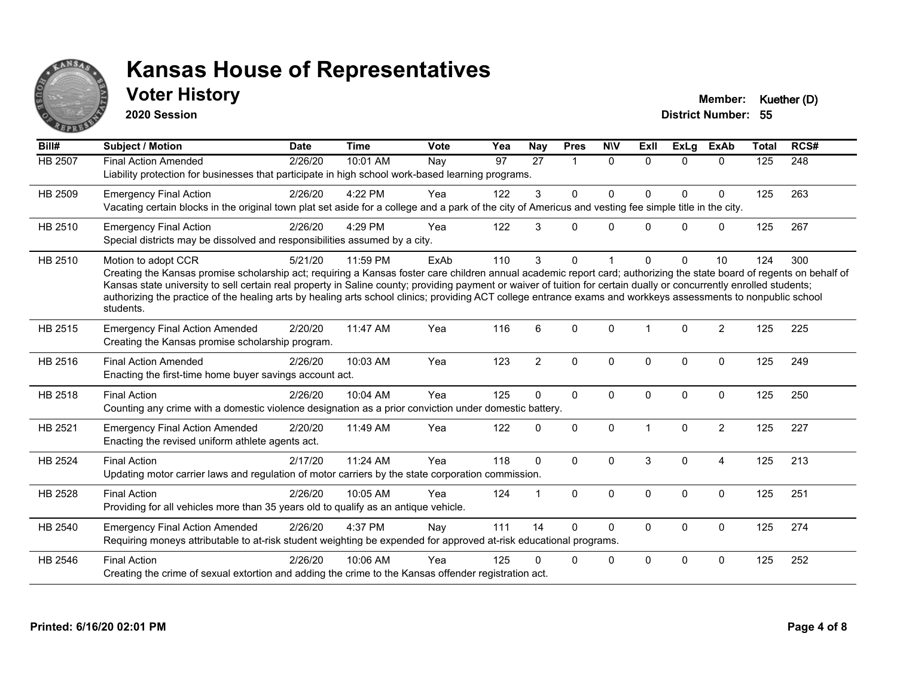# Kansas House of Representatives

## Voter History

**2020 Session**

**Member:** Kuether (D)

**District Number:** 55

| Bill# | Subject / Motion | Date | Time | Vote | Yea | Nay | Pres | N\V | ExII | ExLg | ExAb | Total | RCS# |
|---|---|---|---|---|---|---|---|---|---|---|---|---|---|
| HB 2507 | Final Action Amended | 2/26/20 | 10:01 AM | Nay | 97 | 27 | 1 | 0 | 0 | 0 | 0 | 125 | 248 |
| | Liability protection for businesses that participate in high school work-based learning programs. | | | | | | | | | | | | |
| HB 2509 | Emergency Final Action | 2/26/20 | 4:22 PM | Yea | 122 | 3 | 0 | 0 | 0 | 0 | 0 | 125 | 263 |
| | Vacating certain blocks in the original town plat set aside for a college and a park of the city of Americus and vesting fee simple title in the city. | | | | | | | | | | | | |
| HB 2510 | Emergency Final Action | 2/26/20 | 4:29 PM | Yea | 122 | 3 | 0 | 0 | 0 | 0 | 0 | 125 | 267 |
| | Special districts may be dissolved and responsibilities assumed by a city. | | | | | | | | | | | | |
| HB 2510 | Motion to adopt CCR | 5/21/20 | 11:59 PM | ExAb | 110 | 3 | 0 | 1 | 0 | 0 | 10 | 124 | 300 |
| | Creating the Kansas promise scholarship act; requiring a Kansas foster care children annual academic report card; authorizing the state board of regents on behalf of Kansas state university to sell certain real property in Saline county; providing payment or waiver of tuition for certain dually or concurrently enrolled students; authorizing the practice of the healing arts by healing arts school clinics; providing ACT college entrance exams and workkeys assessments to nonpublic school students. | | | | | | | | | | | | |
| HB 2515 | Emergency Final Action Amended | 2/20/20 | 11:47 AM | Yea | 116 | 6 | 0 | 0 | 1 | 0 | 2 | 125 | 225 |
| | Creating the Kansas promise scholarship program. | | | | | | | | | | | | |
| HB 2516 | Final Action Amended | 2/26/20 | 10:03 AM | Yea | 123 | 2 | 0 | 0 | 0 | 0 | 0 | 125 | 249 |
| | Enacting the first-time home buyer savings account act. | | | | | | | | | | | | |
| HB 2518 | Final Action | 2/26/20 | 10:04 AM | Yea | 125 | 0 | 0 | 0 | 0 | 0 | 0 | 125 | 250 |
| | Counting any crime with a domestic violence designation as a prior conviction under domestic battery. | | | | | | | | | | | | |
| HB 2521 | Emergency Final Action Amended | 2/20/20 | 11:49 AM | Yea | 122 | 0 | 0 | 0 | 1 | 0 | 2 | 125 | 227 |
| | Enacting the revised uniform athlete agents act. | | | | | | | | | | | | |
| HB 2524 | Final Action | 2/17/20 | 11:24 AM | Yea | 118 | 0 | 0 | 0 | 3 | 0 | 4 | 125 | 213 |
| | Updating motor carrier laws and regulation of motor carriers by the state corporation commission. | | | | | | | | | | | | |
| HB 2528 | Final Action | 2/26/20 | 10:05 AM | Yea | 124 | 1 | 0 | 0 | 0 | 0 | 0 | 125 | 251 |
| | Providing for all vehicles more than 35 years old to qualify as an antique vehicle. | | | | | | | | | | | | |
| HB 2540 | Emergency Final Action Amended | 2/26/20 | 4:37 PM | Nay | 111 | 14 | 0 | 0 | 0 | 0 | 0 | 125 | 274 |
| | Requiring moneys attributable to at-risk student weighting be expended for approved at-risk educational programs. | | | | | | | | | | | | |
| HB 2546 | Final Action | 2/26/20 | 10:06 AM | Yea | 125 | 0 | 0 | 0 | 0 | 0 | 0 | 125 | 252 |
| | Creating the crime of sexual extortion and adding the crime to the Kansas offender registration act. | | | | | | | | | | | | |

Printed: 6/16/20 02:01 PM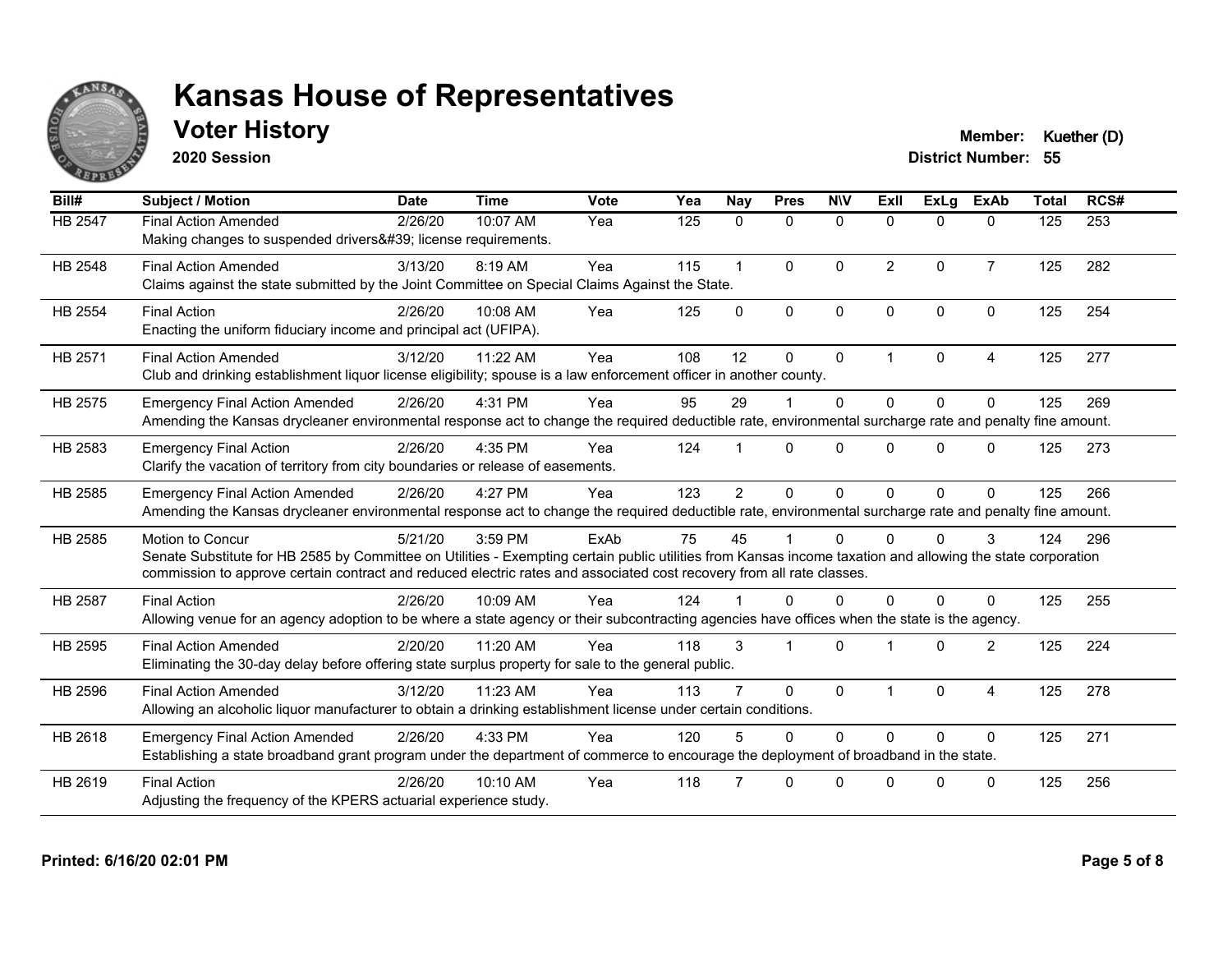# Kansas House of Representatives

## Voter History

**2020 Session**

**Member:** Kuether (D)
**District Number:** 55

| Bill# | Subject / Motion | Date | Time | Vote | Yea | Nay | Pres | N\V | ExII | ExLg | ExAb | Total | RCS# |
|---|---|---|---|---|---|---|---|---|---|---|---|---|---|
| HB 2547 | Final Action Amended | 2/26/20 | 10:07 AM | Yea | 125 | 0 | 0 | 0 | 0 | 0 | 0 | 125 | 253 |
| | Making changes to suspended drivers&#39; license requirements. | | | | | | | | | | | | |
| HB 2548 | Final Action Amended | 3/13/20 | 8:19 AM | Yea | 115 | 1 | 0 | 0 | 2 | 0 | 7 | 125 | 282 |
| | Claims against the state submitted by the Joint Committee on Special Claims Against the State. | | | | | | | | | | | | |
| HB 2554 | Final Action | 2/26/20 | 10:08 AM | Yea | 125 | 0 | 0 | 0 | 0 | 0 | 0 | 125 | 254 |
| | Enacting the uniform fiduciary income and principal act (UFIPA). | | | | | | | | | | | | |
| HB 2571 | Final Action Amended | 3/12/20 | 11:22 AM | Yea | 108 | 12 | 0 | 0 | 1 | 0 | 4 | 125 | 277 |
| | Club and drinking establishment liquor license eligibility; spouse is a law enforcement officer in another county. | | | | | | | | | | | | |
| HB 2575 | Emergency Final Action Amended | 2/26/20 | 4:31 PM | Yea | 95 | 29 | 1 | 0 | 0 | 0 | 0 | 125 | 269 |
| | Amending the Kansas drycleaner environmental response act to change the required deductible rate, environmental surcharge rate and penalty fine amount. | | | | | | | | | | | | |
| HB 2583 | Emergency Final Action | 2/26/20 | 4:35 PM | Yea | 124 | 1 | 0 | 0 | 0 | 0 | 0 | 125 | 273 |
| | Clarify the vacation of territory from city boundaries or release of easements. | | | | | | | | | | | | |
| HB 2585 | Emergency Final Action Amended | 2/26/20 | 4:27 PM | Yea | 123 | 2 | 0 | 0 | 0 | 0 | 0 | 125 | 266 |
| | Amending the Kansas drycleaner environmental response act to change the required deductible rate, environmental surcharge rate and penalty fine amount. | | | | | | | | | | | | |
| HB 2585 | Motion to Concur | 5/21/20 | 3:59 PM | ExAb | 75 | 45 | 1 | 0 | 0 | 0 | 3 | 124 | 296 |
| | Senate Substitute for HB 2585 by Committee on Utilities - Exempting certain public utilities from Kansas income taxation and allowing the state corporation commission to approve certain contract and reduced electric rates and associated cost recovery from all rate classes. | | | | | | | | | | | | |
| HB 2587 | Final Action | 2/26/20 | 10:09 AM | Yea | 124 | 1 | 0 | 0 | 0 | 0 | 0 | 125 | 255 |
| | Allowing venue for an agency adoption to be where a state agency or their subcontracting agencies have offices when the state is the agency. | | | | | | | | | | | | |
| HB 2595 | Final Action Amended | 2/20/20 | 11:20 AM | Yea | 118 | 3 | 1 | 0 | 1 | 0 | 2 | 125 | 224 |
| | Eliminating the 30-day delay before offering state surplus property for sale to the general public. | | | | | | | | | | | | |
| HB 2596 | Final Action Amended | 3/12/20 | 11:23 AM | Yea | 113 | 7 | 0 | 0 | 1 | 0 | 4 | 125 | 278 |
| | Allowing an alcoholic liquor manufacturer to obtain a drinking establishment license under certain conditions. | | | | | | | | | | | | |
| HB 2618 | Emergency Final Action Amended | 2/26/20 | 4:33 PM | Yea | 120 | 5 | 0 | 0 | 0 | 0 | 0 | 125 | 271 |
| | Establishing a state broadband grant program under the department of commerce to encourage the deployment of broadband in the state. | | | | | | | | | | | | |
| HB 2619 | Final Action | 2/26/20 | 10:10 AM | Yea | 118 | 7 | 0 | 0 | 0 | 0 | 0 | 125 | 256 |
| | Adjusting the frequency of the KPERS actuarial experience study. | | | | | | | | | | | | |

Printed: 6/16/20 02:01 PM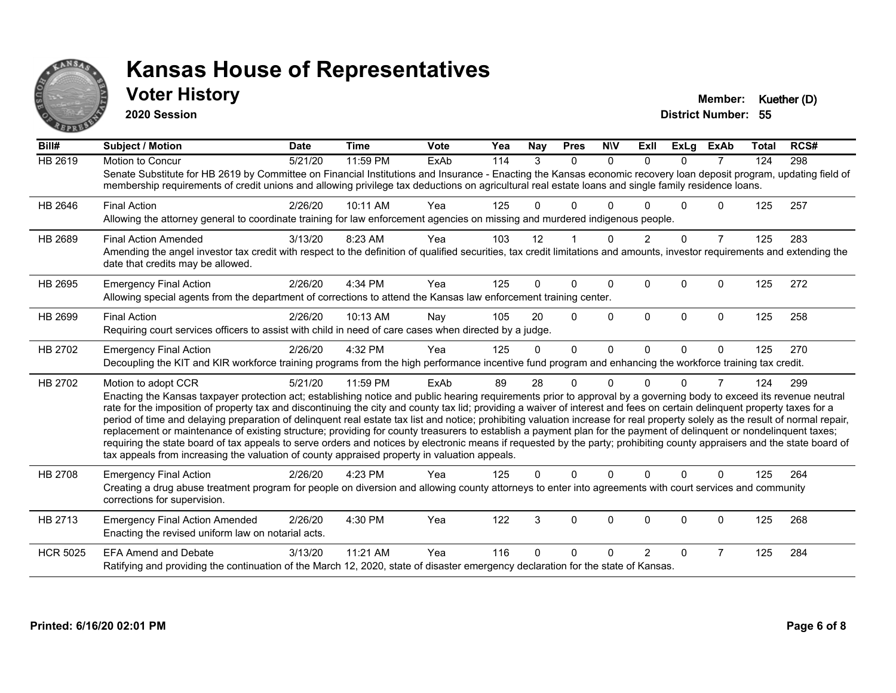# Kansas House of Representatives

## Voter History

**2020 Session**

**Member:** Kuether (D)
**District Number:** 55

| Bill# | Subject / Motion | Date | Time | Vote | Yea | Nay | Pres | N\V | ExII | ExLg | ExAb | Total | RCS# |
|---|---|---|---|---|---|---|---|---|---|---|---|---|---|
| HB 2619 | Motion to Concur | 5/21/20 | 11:59 PM | ExAb | 114 | 3 | 0 | 0 | 0 | 0 | 7 | 124 | 298 |
| | Senate Substitute for HB 2619 by Committee on Financial Institutions and Insurance - Enacting the Kansas economic recovery loan deposit program, updating field of membership requirements of credit unions and allowing privilege tax deductions on agricultural real estate loans and single family residence loans. | | | | | | | | | | | | |
| HB 2646 | Final Action | 2/26/20 | 10:11 AM | Yea | 125 | 0 | 0 | 0 | 0 | 0 | 0 | 125 | 257 |
| | Allowing the attorney general to coordinate training for law enforcement agencies on missing and murdered indigenous people. | | | | | | | | | | | | |
| HB 2689 | Final Action Amended | 3/13/20 | 8:23 AM | Yea | 103 | 12 | 1 | 0 | 2 | 0 | 7 | 125 | 283 |
| | Amending the angel investor tax credit with respect to the definition of qualified securities, tax credit limitations and amounts, investor requirements and extending the date that credits may be allowed. | | | | | | | | | | | | |
| HB 2695 | Emergency Final Action | 2/26/20 | 4:34 PM | Yea | 125 | 0 | 0 | 0 | 0 | 0 | 0 | 125 | 272 |
| | Allowing special agents from the department of corrections to attend the Kansas law enforcement training center. | | | | | | | | | | | | |
| HB 2699 | Final Action | 2/26/20 | 10:13 AM | Nay | 105 | 20 | 0 | 0 | 0 | 0 | 0 | 125 | 258 |
| | Requiring court services officers to assist with child in need of care cases when directed by a judge. | | | | | | | | | | | | |
| HB 2702 | Emergency Final Action | 2/26/20 | 4:32 PM | Yea | 125 | 0 | 0 | 0 | 0 | 0 | 0 | 125 | 270 |
| | Decoupling the KIT and KIR workforce training programs from the high performance incentive fund program and enhancing the workforce training tax credit. | | | | | | | | | | | | |
| HB 2702 | Motion to adopt CCR | 5/21/20 | 11:59 PM | ExAb | 89 | 28 | 0 | 0 | 0 | 0 | 7 | 124 | 299 |
| | Enacting the Kansas taxpayer protection act; establishing notice and public hearing requirements prior to approval by a governing body to exceed its revenue neutral rate for the imposition of property tax and discontinuing the city and county tax lid; providing a waiver of interest and fees on certain delinquent property taxes for a period of time and delaying preparation of delinquent real estate tax list and notice; prohibiting valuation increase for real property solely as the result of normal repair, replacement or maintenance of existing structure; providing for county treasurers to establish a payment plan for the payment of delinquent or nondelinquent taxes; requiring the state board of tax appeals to serve orders and notices by electronic means if requested by the party; prohibiting county appraisers and the state board of tax appeals from increasing the valuation of county appraised property in valuation appeals. | | | | | | | | | | | | |
| HB 2708 | Emergency Final Action | 2/26/20 | 4:23 PM | Yea | 125 | 0 | 0 | 0 | 0 | 0 | 0 | 125 | 264 |
| | Creating a drug abuse treatment program for people on diversion and allowing county attorneys to enter into agreements with court services and community corrections for supervision. | | | | | | | | | | | | |
| HB 2713 | Emergency Final Action Amended | 2/26/20 | 4:30 PM | Yea | 122 | 3 | 0 | 0 | 0 | 0 | 0 | 125 | 268 |
| | Enacting the revised uniform law on notarial acts. | | | | | | | | | | | | |
| HCR 5025 | EFA Amend and Debate | 3/13/20 | 11:21 AM | Yea | 116 | 0 | 0 | 0 | 2 | 0 | 7 | 125 | 284 |
| | Ratifying and providing the continuation of the March 12, 2020, state of disaster emergency declaration for the state of Kansas. | | | | | | | | | | | | |

**Printed: 6/16/20 02:01 PM**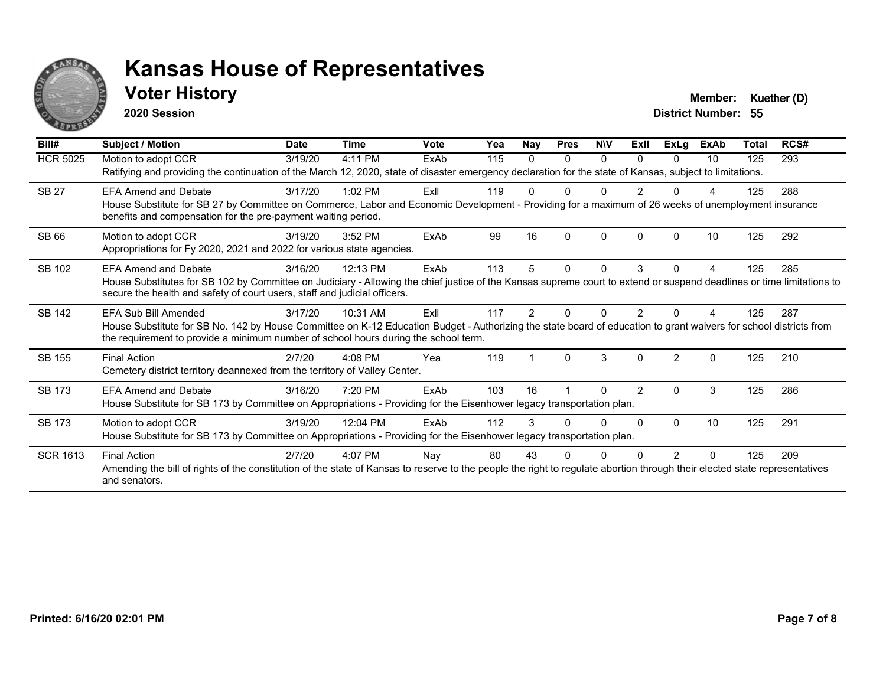# Kansas House of Representatives

## Voter History

**2020 Session**

**Member:** Kuether (D)
**District Number:** 55

| Bill# | Subject / Motion | Date | Time | Vote | Yea | Nay | Pres | N\V | ExII | ExLg | ExAb | Total | RCS# |
|---|---|---|---|---|---|---|---|---|---|---|---|---|---|
| HCR 5025 | Motion to adopt CCR | 3/19/20 | 4:11 PM | ExAb | 115 | 0 | 0 | 0 | 0 | 0 | 10 | 125 | 293 |
| | Ratifying and providing the continuation of the March 12, 2020, state of disaster emergency declaration for the state of Kansas, subject to limitations. | | | | | | | | | | | | |
| SB 27 | EFA Amend and Debate | 3/17/20 | 1:02 PM | ExII | 119 | 0 | 0 | 0 | 2 | 0 | 4 | 125 | 288 |
| | House Substitute for SB 27 by Committee on Commerce, Labor and Economic Development - Providing for a maximum of 26 weeks of unemployment insurance benefits and compensation for the pre-payment waiting period. | | | | | | | | | | | | |
| SB 66 | Motion to adopt CCR | 3/19/20 | 3:52 PM | ExAb | 99 | 16 | 0 | 0 | 0 | 0 | 10 | 125 | 292 |
| | Appropriations for Fy 2020, 2021 and 2022 for various state agencies. | | | | | | | | | | | | |
| SB 102 | EFA Amend and Debate | 3/16/20 | 12:13 PM | ExAb | 113 | 5 | 0 | 0 | 3 | 0 | 4 | 125 | 285 |
| | House Substitutes for SB 102 by Committee on Judiciary - Allowing the chief justice of the Kansas supreme court to extend or suspend deadlines or time limitations to secure the health and safety of court users, staff and judicial officers. | | | | | | | | | | | | |
| SB 142 | EFA Sub Bill Amended | 3/17/20 | 10:31 AM | ExII | 117 | 2 | 0 | 0 | 2 | 0 | 4 | 125 | 287 |
| | House Substitute for SB No. 142 by House Committee on K-12 Education Budget - Authorizing the state board of education to grant waivers for school districts from the requirement to provide a minimum number of school hours during the school term. | | | | | | | | | | | | |
| SB 155 | Final Action | 2/7/20 | 4:08 PM | Yea | 119 | 1 | 0 | 3 | 0 | 2 | 0 | 125 | 210 |
| | Cemetery district territory deannexed from the territory of Valley Center. | | | | | | | | | | | | |
| SB 173 | EFA Amend and Debate | 3/16/20 | 7:20 PM | ExAb | 103 | 16 | 1 | 0 | 2 | 0 | 3 | 125 | 286 |
| | House Substitute for SB 173 by Committee on Appropriations - Providing for the Eisenhower legacy transportation plan. | | | | | | | | | | | | |
| SB 173 | Motion to adopt CCR | 3/19/20 | 12:04 PM | ExAb | 112 | 3 | 0 | 0 | 0 | 0 | 10 | 125 | 291 |
| | House Substitute for SB 173 by Committee on Appropriations - Providing for the Eisenhower legacy transportation plan. | | | | | | | | | | | | |
| SCR 1613 | Final Action | 2/7/20 | 4:07 PM | Nay | 80 | 43 | 0 | 0 | 0 | 2 | 0 | 125 | 209 |
| | Amending the bill of rights of the constitution of the state of Kansas to reserve to the people the right to regulate abortion through their elected state representatives and senators. | | | | | | | | | | | | |

**Printed: 6/16/20 02:01 PM**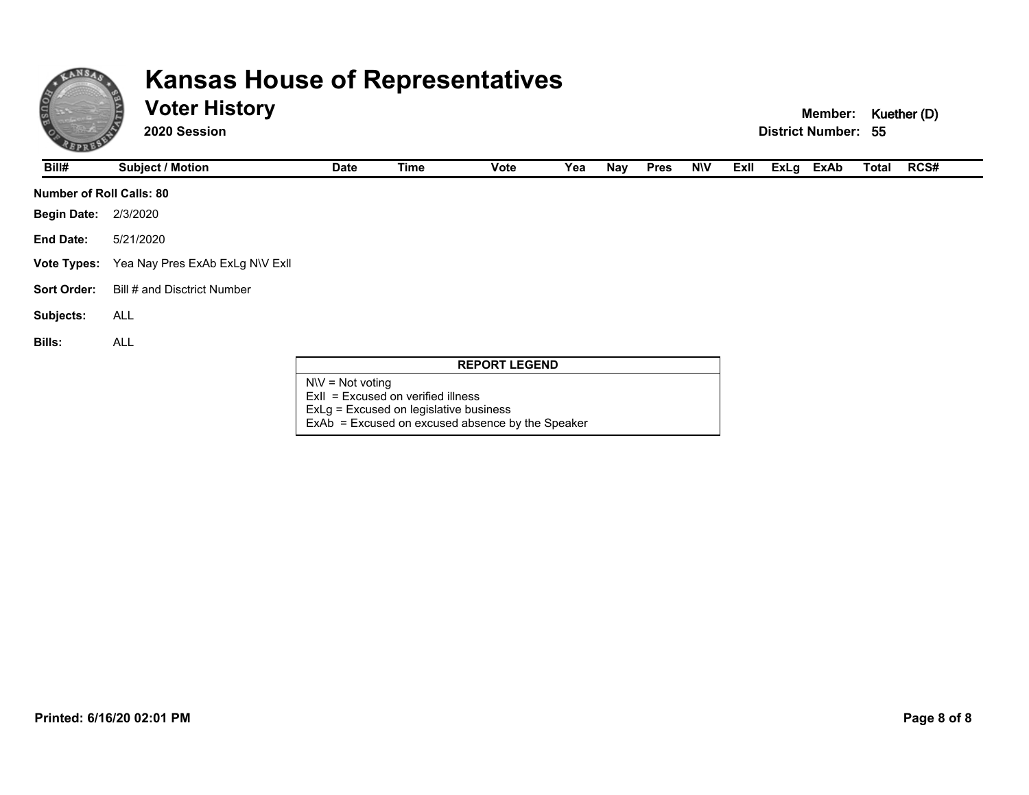# Kansas House of Representatives

## Voter History

**2020 Session**

**Member:** Kuether (D)
**District Number:** 55

| Bill# | Subject / Motion | Date | Time | Vote | Yea | Nay | Pres | N\V | ExIl | ExLg | ExAb | Total | RCS# |
|---|---|---|---|---|---|---|---|---|---|---|---|---|---|

**Number of Roll Calls: 80**

**Begin Date:** 2/3/2020

**End Date:** 5/21/2020

**Vote Types:** Yea Nay Pres ExAb ExLg N\V ExIl

**Sort Order:** Bill # and Disctrict Number

**Subjects:** ALL

**Bills:** ALL

| REPORT LEGEND |
|---|
| N\V = Not voting |
| ExIl = Excused on verified illness |
| ExLg = Excused on legislative business |
| ExAb = Excused on excused absence by the Speaker |

Printed: 6/16/20 02:01 PM